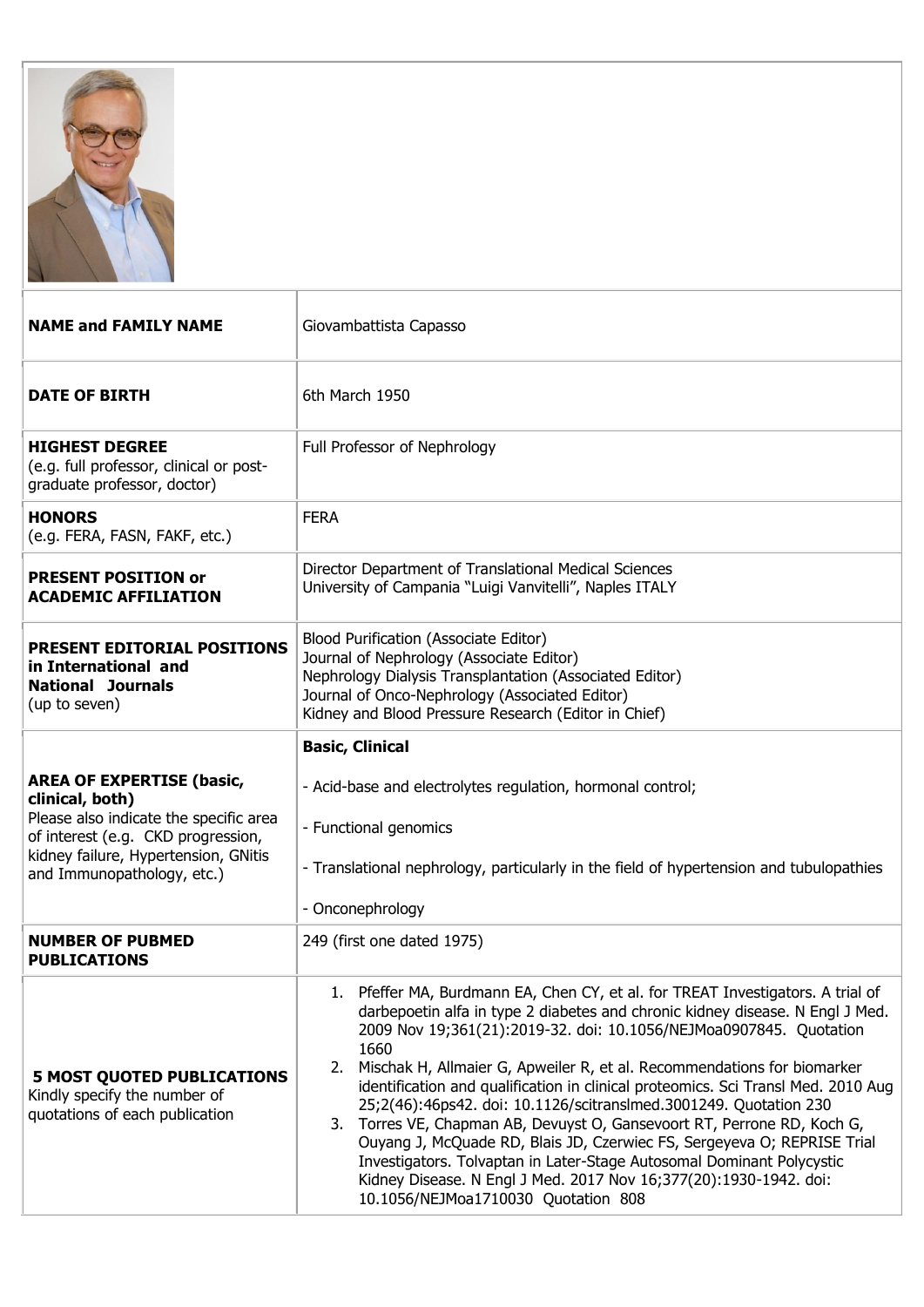| | |
|---|---|
| **NAME and FAMILY NAME** | Giovambattista Capasso |
| **DATE OF BIRTH** | 6th March 1950 |
| **HIGHEST DEGREE** (e.g. full professor, clinical or post-graduate professor, doctor) | Full Professor of Nephrology |
| **HONORS** (e.g. FERA, FASN, FAKF, etc.) | FERA |
| **PRESENT POSITION or ACADEMIC AFFILIATION** | Director Department of Translational Medical Sciences<br>University of Campania "Luigi Vanvitelli", Naples ITALY |
| **PRESENT EDITORIAL POSITIONS in International and National Journals** (up to seven) | Blood Purification (Associate Editor)<br>Journal of Nephrology (Associate Editor)<br>Nephrology Dialysis Transplantation (Associated Editor)<br>Journal of Onco-Nephrology (Associated Editor)<br>Kidney and Blood Pressure Research (Editor in Chief) |
| **AREA OF EXPERTISE (basic, clinical, both)**<br>Please also indicate the specific area of interest (e.g. CKD progression, kidney failure, Hypertension, GNitis and Immunopathology, etc.) | **Basic, Clinical**<br>- Acid-base and electrolytes regulation, hormonal control;<br>- Functional genomics<br>- Translational nephrology, particularly in the field of hypertension and tubulopathies<br>- Onconephrology |
| **NUMBER OF PUBMED PUBLICATIONS** | 249 (first one dated 1975) |
| **5 MOST QUOTED PUBLICATIONS**<br>Kindly specify the number of quotations of each publication | 1. Pfeffer MA, Burdmann EA, Chen CY, et al. for TREAT Investigators. A trial of darbepoetin alfa in type 2 diabetes and chronic kidney disease. N Engl J Med. 2009 Nov 19;361(21):2019-32. doi: 10.1056/NEJMoa0907845. Quotation 1660<br>2. Mischak H, Allmaier G, Apweiler R, et al. Recommendations for biomarker identification and qualification in clinical proteomics. Sci Transl Med. 2010 Aug 25;2(46):46ps42. doi: 10.1126/scitranslmed.3001249. Quotation 230<br>3. Torres VE, Chapman AB, Devuyst O, Gansevoort RT, Perrone RD, Koch G, Ouyang J, McQuade RD, Blais JD, Czerwiec FS, Sergeyeva O; REPRISE Trial Investigators. Tolvaptan in Later-Stage Autosomal Dominant Polycystic Kidney Disease. N Engl J Med. 2017 Nov 16;377(20):1930-1942. doi: 10.1056/NEJMoa1710030 Quotation 808 |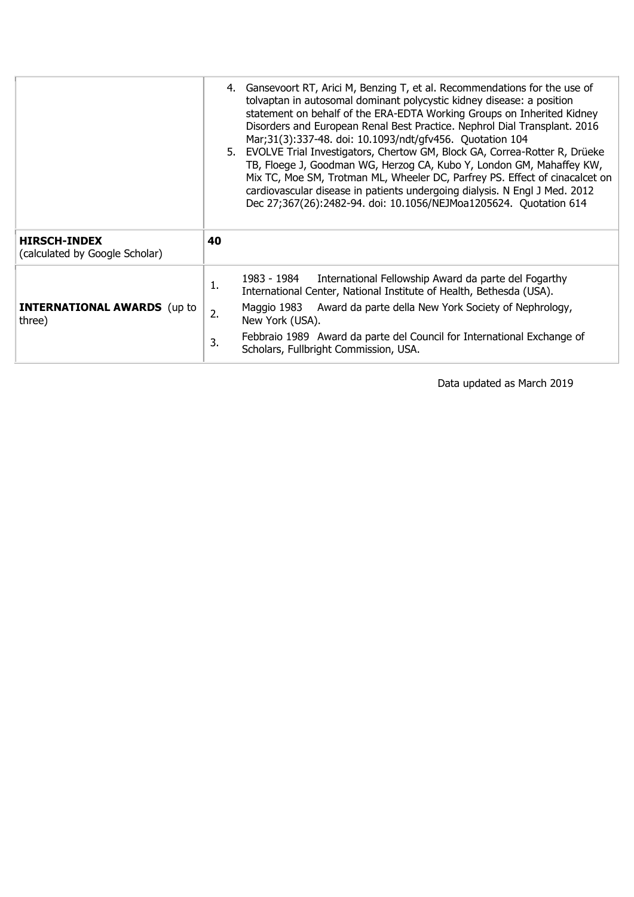| | |
|---|---|
| | 4. Gansevoort RT, Arici M, Benzing T, et al. Recommendations for the use of tolvaptan in autosomal dominant polycystic kidney disease: a position statement on behalf of the ERA-EDTA Working Groups on Inherited Kidney Disorders and European Renal Best Practice. Nephrol Dial Transplant. 2016 Mar;31(3):337-48. doi: 10.1093/ndt/gfv456. Quotation 104<br>5. EVOLVE Trial Investigators, Chertow GM, Block GA, Correa-Rotter R, Drüeke TB, Floege J, Goodman WG, Herzog CA, Kubo Y, London GM, Mahaffey KW, Mix TC, Moe SM, Trotman ML, Wheeler DC, Parfrey PS. Effect of cinacalcet on cardiovascular disease in patients undergoing dialysis. N Engl J Med. 2012 Dec 27;367(26):2482-94. doi: 10.1056/NEJMoa1205624. Quotation 614 |
| **HIRSCH-INDEX** (calculated by Google Scholar) | **40** |
| **INTERNATIONAL AWARDS** (up to three) | 1. 1983 - 1984 International Fellowship Award da parte del Fogarthy International Center, National Institute of Health, Bethesda (USA).<br>2. Maggio 1983 Award da parte della New York Society of Nephrology, New York (USA).<br>3. Febbraio 1989 Award da parte del Council for International Exchange of Scholars, Fullbright Commission, USA. |

Data updated as March 2019